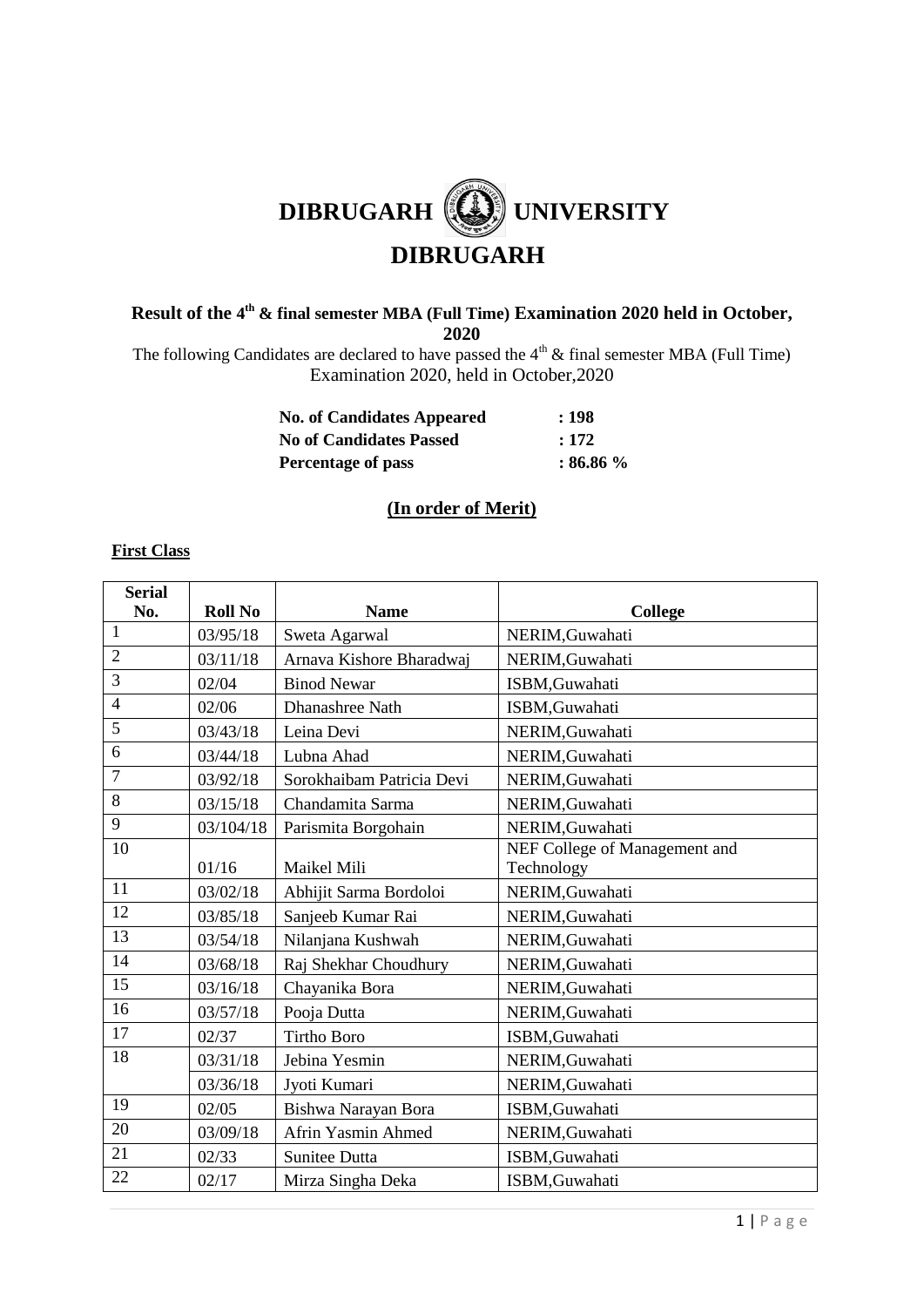# DIBRUGARH UNIVERSITY

# DIBRUGARH

**Result of the 4th & final semester MBA (Full Time) Examination 2020 held in October, 2020**

The following Candidates are declared to have passed the 4th & final semester MBA (Full Time) Examination 2020, held in October,2020

| | |
|---|---|
| **No. of Candidates Appeared** | **: 198** |
| **No of Candidates Passed** | **: 172** |
| **Percentage of pass** | **: 86.86 %** |

**(In order of Merit)**

**First Class**

| Serial No. | Roll No | Name | College |
|---|---|---|---|
| 1 | 03/95/18 | Sweta Agarwal | NERIM,Guwahati |
| 2 | 03/11/18 | Arnava Kishore Bharadwaj | NERIM,Guwahati |
| 3 | 02/04 | Binod Newar | ISBM,Guwahati |
| 4 | 02/06 | Dhanashree Nath | ISBM,Guwahati |
| 5 | 03/43/18 | Leina Devi | NERIM,Guwahati |
| 6 | 03/44/18 | Lubna Ahad | NERIM,Guwahati |
| 7 | 03/92/18 | Sorokhaibam Patricia Devi | NERIM,Guwahati |
| 8 | 03/15/18 | Chandamita Sarma | NERIM,Guwahati |
| 9 | 03/104/18 | Parismita Borgohain | NERIM,Guwahati |
| 10 | 01/16 | Maikel Mili | NEF College of Management and Technology |
| 11 | 03/02/18 | Abhijit Sarma Bordoloi | NERIM,Guwahati |
| 12 | 03/85/18 | Sanjeeb Kumar Rai | NERIM,Guwahati |
| 13 | 03/54/18 | Nilanjana Kushwah | NERIM,Guwahati |
| 14 | 03/68/18 | Raj Shekhar Choudhury | NERIM,Guwahati |
| 15 | 03/16/18 | Chayanika Bora | NERIM,Guwahati |
| 16 | 03/57/18 | Pooja Dutta | NERIM,Guwahati |
| 17 | 02/37 | Tirtho Boro | ISBM,Guwahati |
| 18 | 03/31/18 | Jebina Yesmin | NERIM,Guwahati |
| | 03/36/18 | Jyoti Kumari | NERIM,Guwahati |
| 19 | 02/05 | Bishwa Narayan Bora | ISBM,Guwahati |
| 20 | 03/09/18 | Afrin Yasmin Ahmed | NERIM,Guwahati |
| 21 | 02/33 | Sunitee Dutta | ISBM,Guwahati |
| 22 | 02/17 | Mirza Singha Deka | ISBM,Guwahati |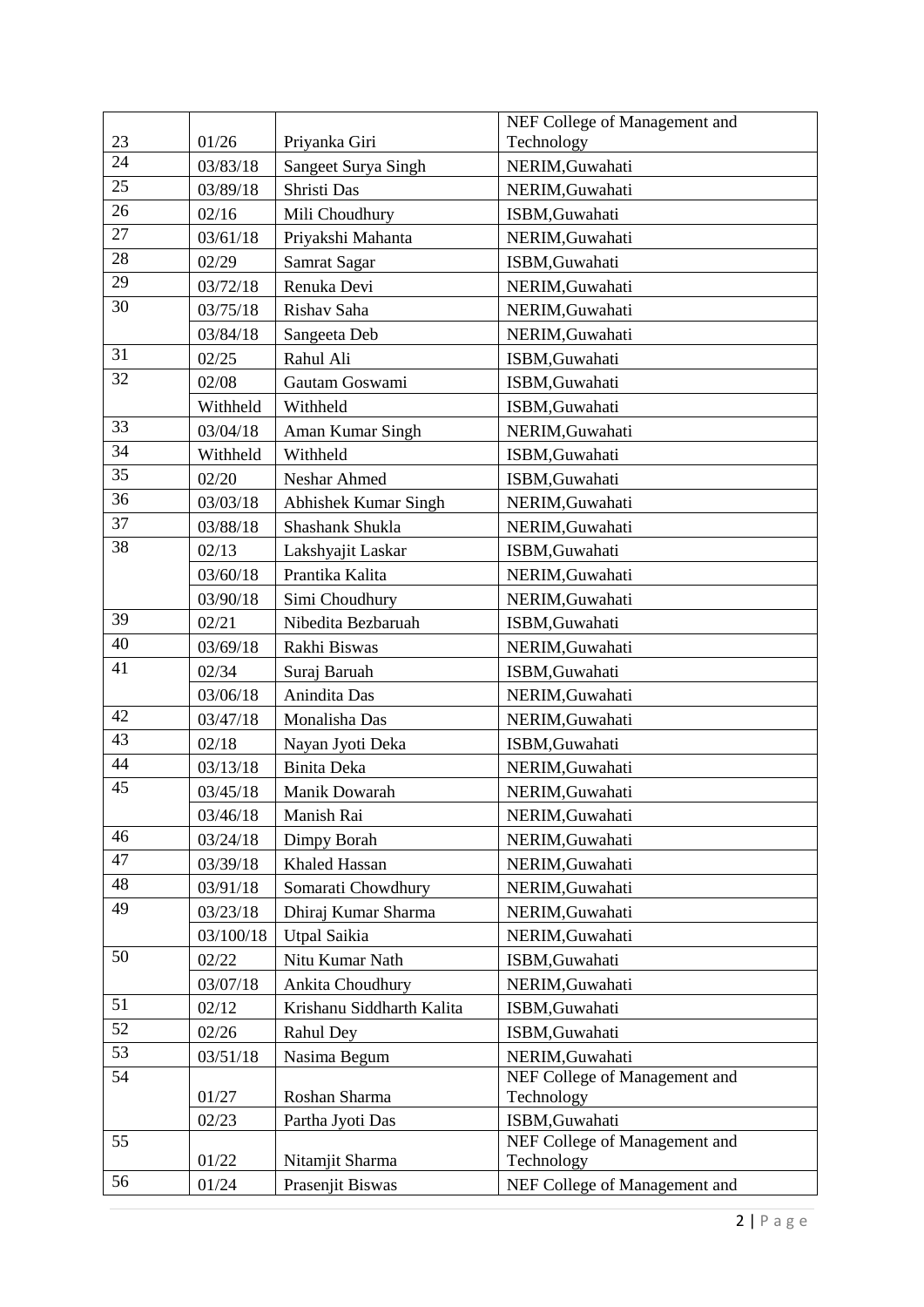| 23 | 01/26 | Priyanka Giri | NEF College of Management and Technology |
|---|---|---|---|
| 24 | 03/83/18 | Sangeet Surya Singh | NERIM,Guwahati |
| 25 | 03/89/18 | Shristi Das | NERIM,Guwahati |
| 26 | 02/16 | Mili Choudhury | ISBM,Guwahati |
| 27 | 03/61/18 | Priyakshi Mahanta | NERIM,Guwahati |
| 28 | 02/29 | Samrat Sagar | ISBM,Guwahati |
| 29 | 03/72/18 | Renuka Devi | NERIM,Guwahati |
| 30 | 03/75/18 | Rishav Saha | NERIM,Guwahati |
| | 03/84/18 | Sangeeta Deb | NERIM,Guwahati |
| 31 | 02/25 | Rahul Ali | ISBM,Guwahati |
| 32 | 02/08 | Gautam Goswami | ISBM,Guwahati |
| | Withheld | Withheld | ISBM,Guwahati |
| 33 | 03/04/18 | Aman Kumar Singh | NERIM,Guwahati |
| 34 | Withheld | Withheld | ISBM,Guwahati |
| 35 | 02/20 | Neshar Ahmed | ISBM,Guwahati |
| 36 | 03/03/18 | Abhishek Kumar Singh | NERIM,Guwahati |
| 37 | 03/88/18 | Shashank Shukla | NERIM,Guwahati |
| 38 | 02/13 | Lakshyajit Laskar | ISBM,Guwahati |
| | 03/60/18 | Prantika Kalita | NERIM,Guwahati |
| | 03/90/18 | Simi Choudhury | NERIM,Guwahati |
| 39 | 02/21 | Nibedita Bezbaruah | ISBM,Guwahati |
| 40 | 03/69/18 | Rakhi Biswas | NERIM,Guwahati |
| 41 | 02/34 | Suraj Baruah | ISBM,Guwahati |
| | 03/06/18 | Anindita Das | NERIM,Guwahati |
| 42 | 03/47/18 | Monalisha Das | NERIM,Guwahati |
| 43 | 02/18 | Nayan Jyoti Deka | ISBM,Guwahati |
| 44 | 03/13/18 | Binita Deka | NERIM,Guwahati |
| 45 | 03/45/18 | Manik Dowarah | NERIM,Guwahati |
| | 03/46/18 | Manish Rai | NERIM,Guwahati |
| 46 | 03/24/18 | Dimpy Borah | NERIM,Guwahati |
| 47 | 03/39/18 | Khaled Hassan | NERIM,Guwahati |
| 48 | 03/91/18 | Somarati Chowdhury | NERIM,Guwahati |
| 49 | 03/23/18 | Dhiraj Kumar Sharma | NERIM,Guwahati |
| | 03/100/18 | Utpal Saikia | NERIM,Guwahati |
| 50 | 02/22 | Nitu Kumar Nath | ISBM,Guwahati |
| | 03/07/18 | Ankita Choudhury | NERIM,Guwahati |
| 51 | 02/12 | Krishanu Siddharth Kalita | ISBM,Guwahati |
| 52 | 02/26 | Rahul Dey | ISBM,Guwahati |
| 53 | 03/51/18 | Nasima Begum | NERIM,Guwahati |
| 54 | 01/27 | Roshan Sharma | NEF College of Management and Technology |
| | 02/23 | Partha Jyoti Das | ISBM,Guwahati |
| 55 | 01/22 | Nitamjit Sharma | NEF College of Management and Technology |
| 56 | 01/24 | Prasenjit Biswas | NEF College of Management and |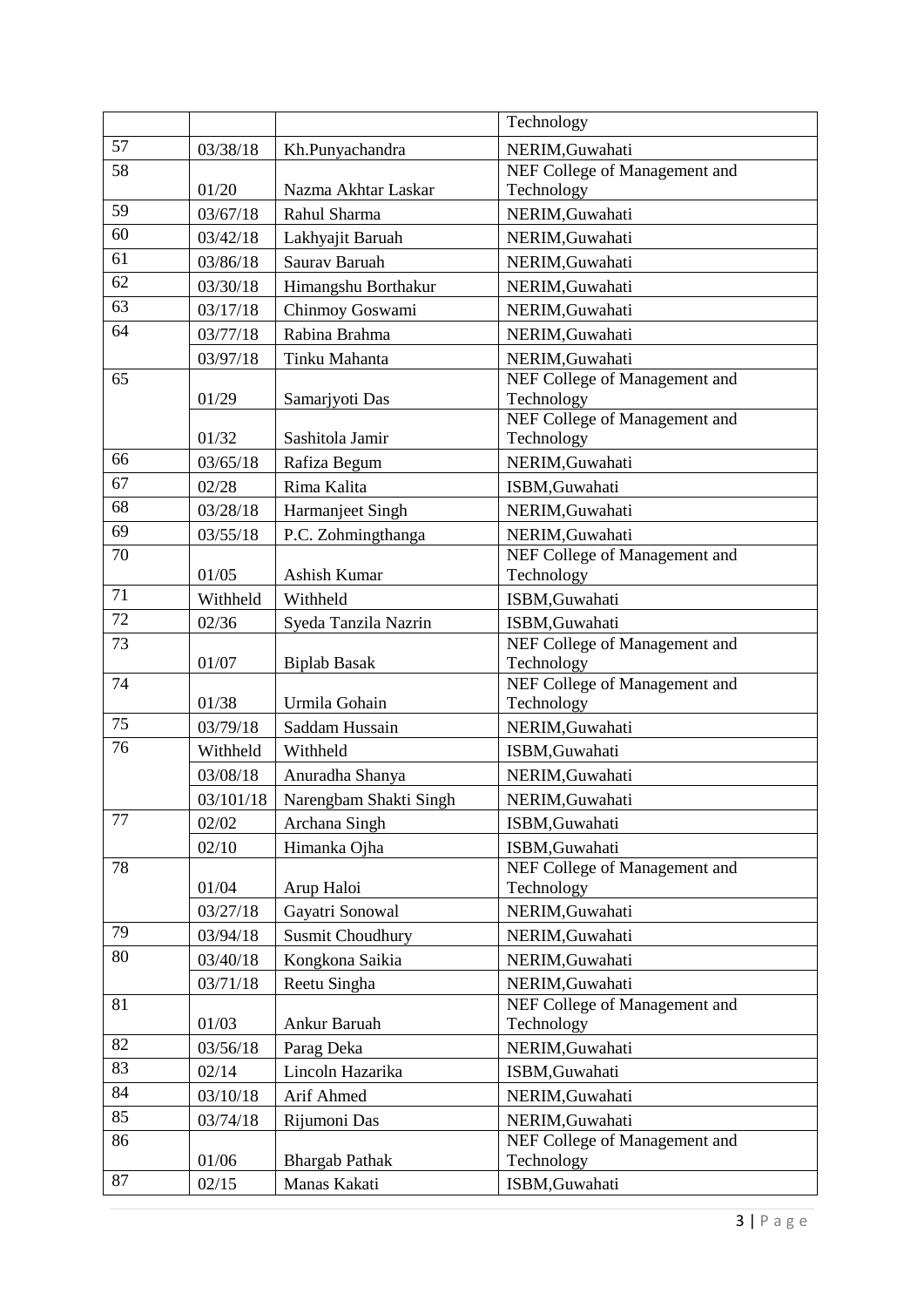| | | | Technology |
|---|---|---|---|
| 57 | 03/38/18 | Kh.Punyachandra | NERIM,Guwahati |
| 58 | 01/20 | Nazma Akhtar Laskar | NEF College of Management and Technology |
| 59 | 03/67/18 | Rahul Sharma | NERIM,Guwahati |
| 60 | 03/42/18 | Lakhyajit Baruah | NERIM,Guwahati |
| 61 | 03/86/18 | Saurav Baruah | NERIM,Guwahati |
| 62 | 03/30/18 | Himangshu Borthakur | NERIM,Guwahati |
| 63 | 03/17/18 | Chinmoy Goswami | NERIM,Guwahati |
| 64 | 03/77/18 | Rabina Brahma | NERIM,Guwahati |
| | 03/97/18 | Tinku Mahanta | NERIM,Guwahati |
| 65 | 01/29 | Samarjyoti Das | NEF College of Management and Technology |
| | 01/32 | Sashitola Jamir | NEF College of Management and Technology |
| 66 | 03/65/18 | Rafiza Begum | NERIM,Guwahati |
| 67 | 02/28 | Rima Kalita | ISBM,Guwahati |
| 68 | 03/28/18 | Harmanjeet Singh | NERIM,Guwahati |
| 69 | 03/55/18 | P.C. Zohmingthanga | NERIM,Guwahati |
| 70 | 01/05 | Ashish Kumar | NEF College of Management and Technology |
| 71 | Withheld | Withheld | ISBM,Guwahati |
| 72 | 02/36 | Syeda Tanzila Nazrin | ISBM,Guwahati |
| 73 | 01/07 | Biplab Basak | NEF College of Management and Technology |
| 74 | 01/38 | Urmila Gohain | NEF College of Management and Technology |
| 75 | 03/79/18 | Saddam Hussain | NERIM,Guwahati |
| 76 | Withheld | Withheld | ISBM,Guwahati |
| | 03/08/18 | Anuradha Shanya | NERIM,Guwahati |
| | 03/101/18 | Narengbam Shakti Singh | NERIM,Guwahati |
| 77 | 02/02 | Archana Singh | ISBM,Guwahati |
| | 02/10 | Himanka Ojha | ISBM,Guwahati |
| 78 | 01/04 | Arup Haloi | NEF College of Management and Technology |
| | 03/27/18 | Gayatri Sonowal | NERIM,Guwahati |
| 79 | 03/94/18 | Susmit Choudhury | NERIM,Guwahati |
| 80 | 03/40/18 | Kongkona Saikia | NERIM,Guwahati |
| | 03/71/18 | Reetu Singha | NERIM,Guwahati |
| 81 | 01/03 | Ankur Baruah | NEF College of Management and Technology |
| 82 | 03/56/18 | Parag Deka | NERIM,Guwahati |
| 83 | 02/14 | Lincoln Hazarika | ISBM,Guwahati |
| 84 | 03/10/18 | Arif Ahmed | NERIM,Guwahati |
| 85 | 03/74/18 | Rijumoni Das | NERIM,Guwahati |
| 86 | 01/06 | Bhargab Pathak | NEF College of Management and Technology |
| 87 | 02/15 | Manas Kakati | ISBM,Guwahati |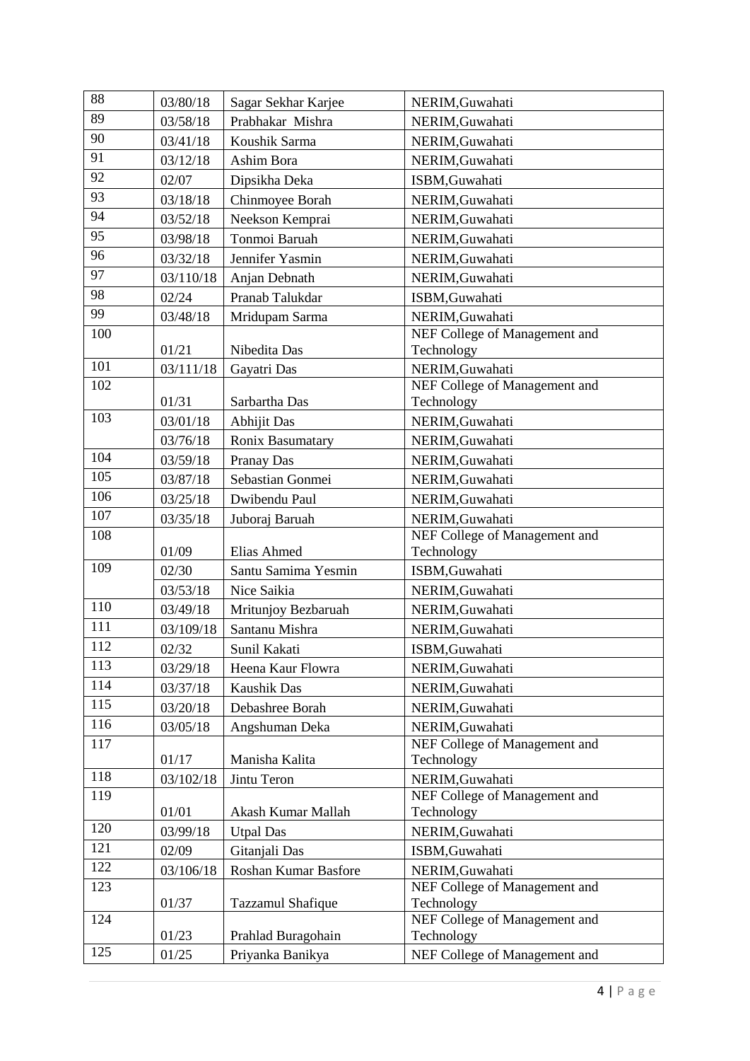| 88 | 03/80/18 | Sagar Sekhar Karjee | NERIM,Guwahati |
|---|---|---|---|
| 89 | 03/58/18 | Prabhakar Mishra | NERIM,Guwahati |
| 90 | 03/41/18 | Koushik Sarma | NERIM,Guwahati |
| 91 | 03/12/18 | Ashim Bora | NERIM,Guwahati |
| 92 | 02/07 | Dipsikha Deka | ISBM,Guwahati |
| 93 | 03/18/18 | Chinmoyee Borah | NERIM,Guwahati |
| 94 | 03/52/18 | Neekson Kemprai | NERIM,Guwahati |
| 95 | 03/98/18 | Tonmoi Baruah | NERIM,Guwahati |
| 96 | 03/32/18 | Jennifer Yasmin | NERIM,Guwahati |
| 97 | 03/110/18 | Anjan Debnath | NERIM,Guwahati |
| 98 | 02/24 | Pranab Talukdar | ISBM,Guwahati |
| 99 | 03/48/18 | Mridupam Sarma | NERIM,Guwahati |
| 100 | 01/21 | Nibedita Das | NEF College of Management and Technology |
| 101 | 03/111/18 | Gayatri Das | NERIM,Guwahati |
| 102 | 01/31 | Sarbartha Das | NEF College of Management and Technology |
| 103 | 03/01/18 | Abhijit Das | NERIM,Guwahati |
| | 03/76/18 | Ronix Basumatary | NERIM,Guwahati |
| 104 | 03/59/18 | Pranay Das | NERIM,Guwahati |
| 105 | 03/87/18 | Sebastian Gonmei | NERIM,Guwahati |
| 106 | 03/25/18 | Dwibendu Paul | NERIM,Guwahati |
| 107 | 03/35/18 | Juboraj Baruah | NERIM,Guwahati |
| 108 | 01/09 | Elias Ahmed | NEF College of Management and Technology |
| 109 | 02/30 | Santu Samima Yesmin | ISBM,Guwahati |
| | 03/53/18 | Nice Saikia | NERIM,Guwahati |
| 110 | 03/49/18 | Mritunjoy Bezbaruah | NERIM,Guwahati |
| 111 | 03/109/18 | Santanu Mishra | NERIM,Guwahati |
| 112 | 02/32 | Sunil Kakati | ISBM,Guwahati |
| 113 | 03/29/18 | Heena Kaur Flowra | NERIM,Guwahati |
| 114 | 03/37/18 | Kaushik Das | NERIM,Guwahati |
| 115 | 03/20/18 | Debashree Borah | NERIM,Guwahati |
| 116 | 03/05/18 | Angshuman Deka | NERIM,Guwahati |
| 117 | 01/17 | Manisha Kalita | NEF College of Management and Technology |
| 118 | 03/102/18 | Jintu Teron | NERIM,Guwahati |
| 119 | 01/01 | Akash Kumar Mallah | NEF College of Management and Technology |
| 120 | 03/99/18 | Utpal Das | NERIM,Guwahati |
| 121 | 02/09 | Gitanjali Das | ISBM,Guwahati |
| 122 | 03/106/18 | Roshan Kumar Basfore | NERIM,Guwahati |
| 123 | 01/37 | Tazzamul Shafique | NEF College of Management and Technology |
| 124 | 01/23 | Prahlad Buragohain | NEF College of Management and Technology |
| 125 | 01/25 | Priyanka Banikya | NEF College of Management and |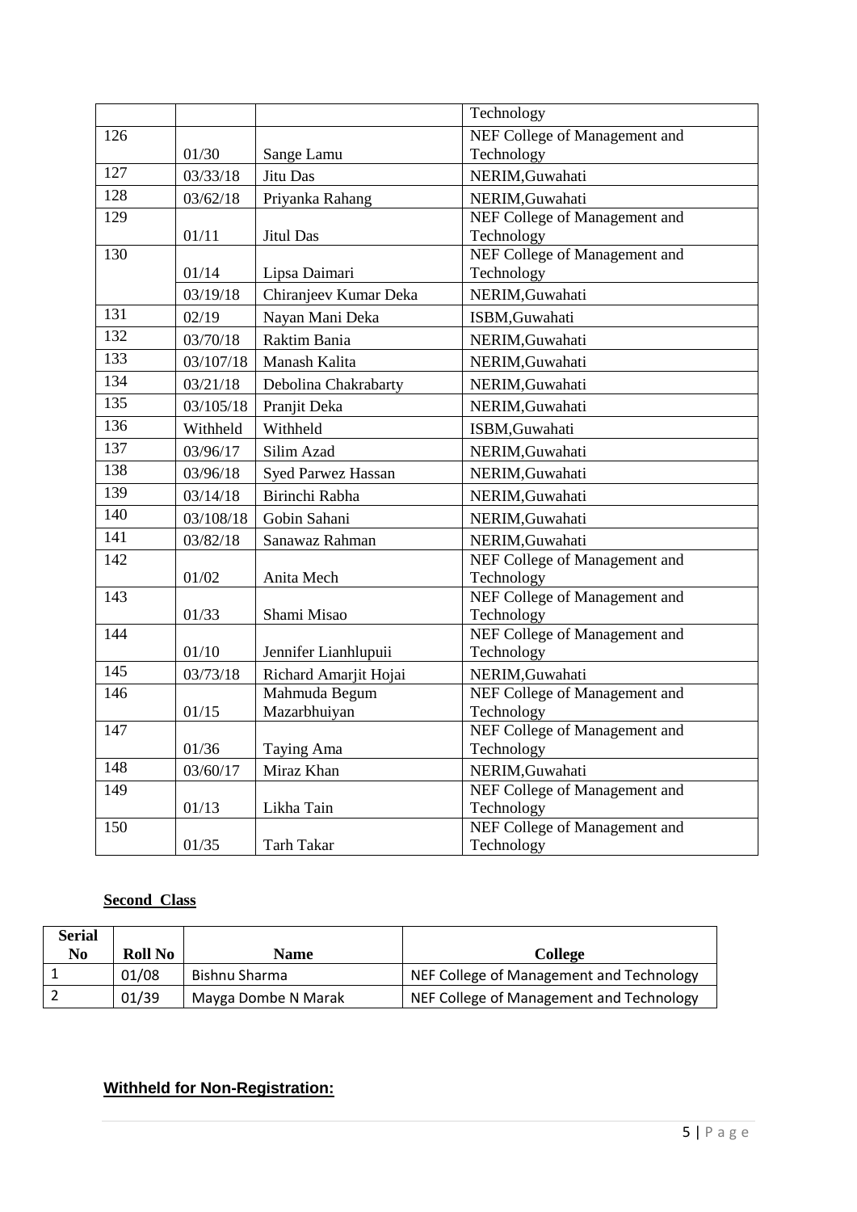| | | | Technology |
|---|---|---|---|
| 126 | 01/30 | Sange Lamu | NEF College of Management and Technology |
| 127 | 03/33/18 | Jitu Das | NERIM,Guwahati |
| 128 | 03/62/18 | Priyanka Rahang | NERIM,Guwahati |
| 129 | 01/11 | Jitul Das | NEF College of Management and Technology |
| 130 | 01/14 | Lipsa Daimari | NEF College of Management and Technology |
| | 03/19/18 | Chiranjeev Kumar Deka | NERIM,Guwahati |
| 131 | 02/19 | Nayan Mani Deka | ISBM,Guwahati |
| 132 | 03/70/18 | Raktim Bania | NERIM,Guwahati |
| 133 | 03/107/18 | Manash Kalita | NERIM,Guwahati |
| 134 | 03/21/18 | Debolina Chakrabarty | NERIM,Guwahati |
| 135 | 03/105/18 | Pranjit Deka | NERIM,Guwahati |
| 136 | Withheld | Withheld | ISBM,Guwahati |
| 137 | 03/96/17 | Silim Azad | NERIM,Guwahati |
| 138 | 03/96/18 | Syed Parwez Hassan | NERIM,Guwahati |
| 139 | 03/14/18 | Birinchi Rabha | NERIM,Guwahati |
| 140 | 03/108/18 | Gobin Sahani | NERIM,Guwahati |
| 141 | 03/82/18 | Sanawaz Rahman | NERIM,Guwahati |
| 142 | 01/02 | Anita Mech | NEF College of Management and Technology |
| 143 | 01/33 | Shami Misao | NEF College of Management and Technology |
| 144 | 01/10 | Jennifer Lianhlupuii | NEF College of Management and Technology |
| 145 | 03/73/18 | Richard Amarjit Hojai | NERIM,Guwahati |
| 146 | 01/15 | Mahmuda Begum Mazarbhuiyan | NEF College of Management and Technology |
| 147 | 01/36 | Taying Ama | NEF College of Management and Technology |
| 148 | 03/60/17 | Miraz Khan | NERIM,Guwahati |
| 149 | 01/13 | Likha Tain | NEF College of Management and Technology |
| 150 | 01/35 | Tarh Takar | NEF College of Management and Technology |

**Second Class**

| Serial No | Roll No | Name | College |
|---|---|---|---|
| 1 | 01/08 | Bishnu Sharma | NEF College of Management and Technology |
| 2 | 01/39 | Mayga Dombe N Marak | NEF College of Management and Technology |

**Withheld for Non-Registration:**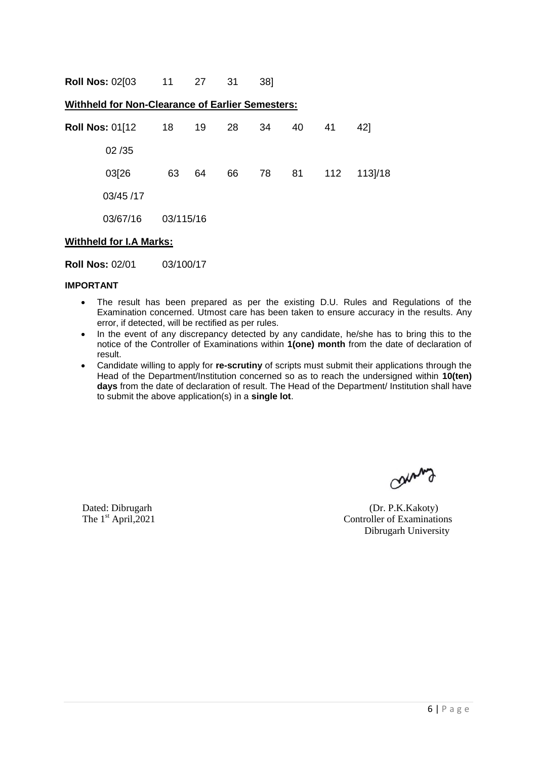**Roll Nos:** 02[03 11 27 31 38]

**Withheld for Non-Clearance of Earlier Semesters:**

**Roll Nos:** 01[12 18 19 28 34 40 41 42]

02 /35

03[26 63 64 66 78 81 112 113]/18

03/45 /17

03/67/16 03/115/16

**Withheld for I.A Marks:**

**Roll Nos:** 02/01 03/100/17

**IMPORTANT**

- The result has been prepared as per the existing D.U. Rules and Regulations of the Examination concerned. Utmost care has been taken to ensure accuracy in the results. Any error, if detected, will be rectified as per rules.
- In the event of any discrepancy detected by any candidate, he/she has to bring this to the notice of the Controller of Examinations within **1(one) month** from the date of declaration of result.
- Candidate willing to apply for **re-scrutiny** of scripts must submit their applications through the Head of the Department/Institution concerned so as to reach the undersigned within **10(ten) days** from the date of declaration of result. The Head of the Department/ Institution shall have to submit the above application(s) in a **single lot**.

Dated: Dibrugarh
The 1st April,2021

(Dr. P.K.Kakoty)
Controller of Examinations
Dibrugarh University